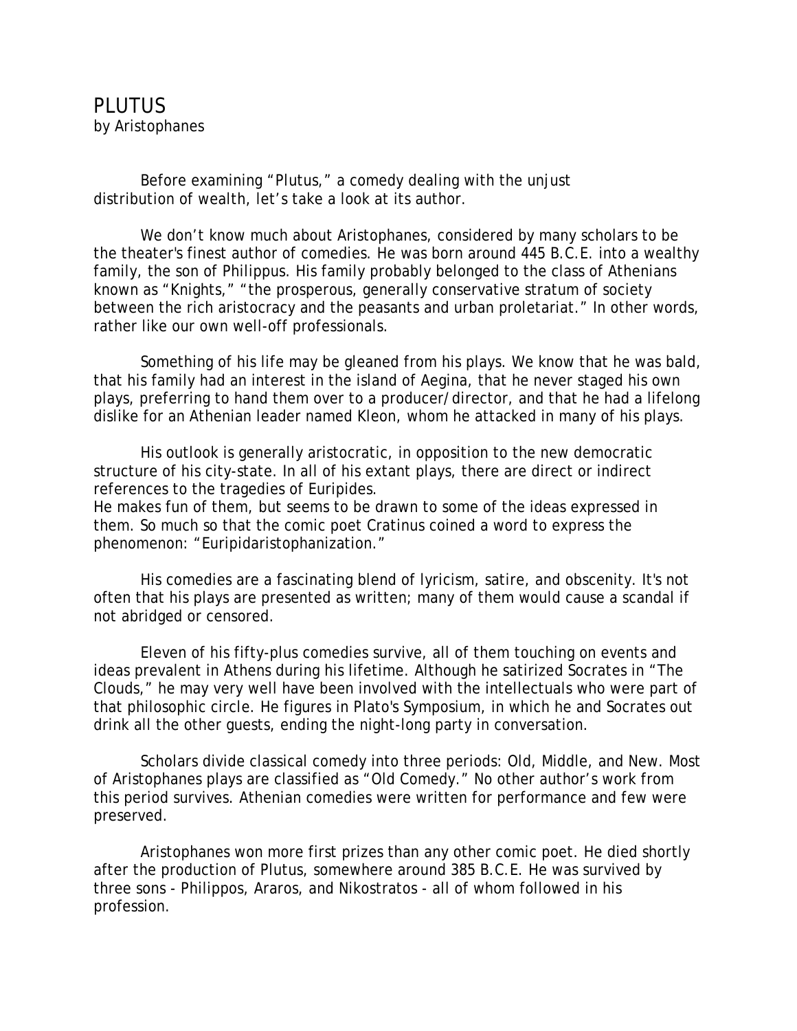# PLUTUS

by Aristophanes

Before examining "Plutus," a comedy dealing with the unjust distribution of wealth, let's take a look at its author.

We don't know much about Aristophanes, considered by many scholars to be the theater's finest author of comedies. He was born around 445 B.C.E. into a wealthy family, the son of Philippus. His family probably belonged to the class of Athenians known as "Knights," "the prosperous, generally conservative stratum of society between the rich aristocracy and the peasants and urban proletariat." In other words, rather like our own well-off professionals.

Something of his life may be gleaned from his plays. We know that he was bald, that his family had an interest in the island of Aegina, that he never staged his own plays, preferring to hand them over to a producer/director, and that he had a lifelong dislike for an Athenian leader named Kleon, whom he attacked in many of his plays.

His outlook is generally aristocratic, in opposition to the new democratic structure of his city-state. In all of his extant plays, there are direct or indirect references to the tragedies of Euripides.
He makes fun of them, but seems to be drawn to some of the ideas expressed in them. So much so that the comic poet Cratinus coined a word to express the phenomenon: "Euripidaristophanization."

His comedies are a fascinating blend of lyricism, satire, and obscenity. It's not often that his plays are presented as written; many of them would cause a scandal if not abridged or censored.

Eleven of his fifty-plus comedies survive, all of them touching on events and ideas prevalent in Athens during his lifetime. Although he satirized Socrates in "The Clouds," he may very well have been involved with the intellectuals who were part of that philosophic circle. He figures in Plato's Symposium, in which he and Socrates out drink all the other guests, ending the night-long party in conversation.

Scholars divide classical comedy into three periods: Old, Middle, and New. Most of Aristophanes plays are classified as "Old Comedy." No other author's work from this period survives. Athenian comedies were written for performance and few were preserved.

Aristophanes won more first prizes than any other comic poet. He died shortly after the production of Plutus, somewhere around 385 B.C.E. He was survived by three sons - Philippos, Araros, and Nikostratos - all of whom followed in his profession.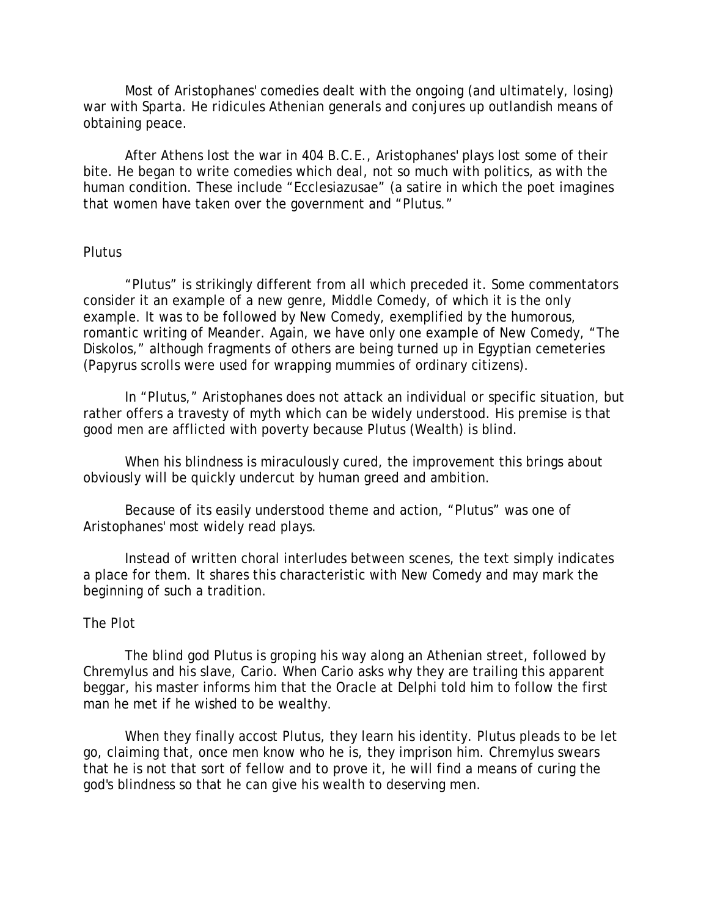Most of Aristophanes' comedies dealt with the ongoing (and ultimately, losing) war with Sparta. He ridicules Athenian generals and conjures up outlandish means of obtaining peace.

After Athens lost the war in 404 B.C.E., Aristophanes' plays lost some of their bite. He began to write comedies which deal, not so much with politics, as with the human condition. These include "Ecclesiazusae" (a satire in which the poet imagines that women have taken over the government and "Plutus."

## Plutus

"Plutus" is strikingly different from all which preceded it. Some commentators consider it an example of a new genre, Middle Comedy, of which it is the only example. It was to be followed by New Comedy, exemplified by the humorous, romantic writing of Meander. Again, we have only one example of New Comedy, "The Diskolos," although fragments of others are being turned up in Egyptian cemeteries (Papyrus scrolls were used for wrapping mummies of ordinary citizens).

In "Plutus," Aristophanes does not attack an individual or specific situation, but rather offers a travesty of myth which can be widely understood. His premise is that good men are afflicted with poverty because Plutus (Wealth) is blind.

When his blindness is miraculously cured, the improvement this brings about obviously will be quickly undercut by human greed and ambition.

Because of its easily understood theme and action, "Plutus" was one of Aristophanes' most widely read plays.

Instead of written choral interludes between scenes, the text simply indicates a place for them. It shares this characteristic with New Comedy and may mark the beginning of such a tradition.

## The Plot

The blind god Plutus is groping his way along an Athenian street, followed by Chremylus and his slave, Cario. When Cario asks why they are trailing this apparent beggar, his master informs him that the Oracle at Delphi told him to follow the first man he met if he wished to be wealthy.

When they finally accost Plutus, they learn his identity. Plutus pleads to be let go, claiming that, once men know who he is, they imprison him. Chremylus swears that he is not that sort of fellow and to prove it, he will find a means of curing the god's blindness so that he can give his wealth to deserving men.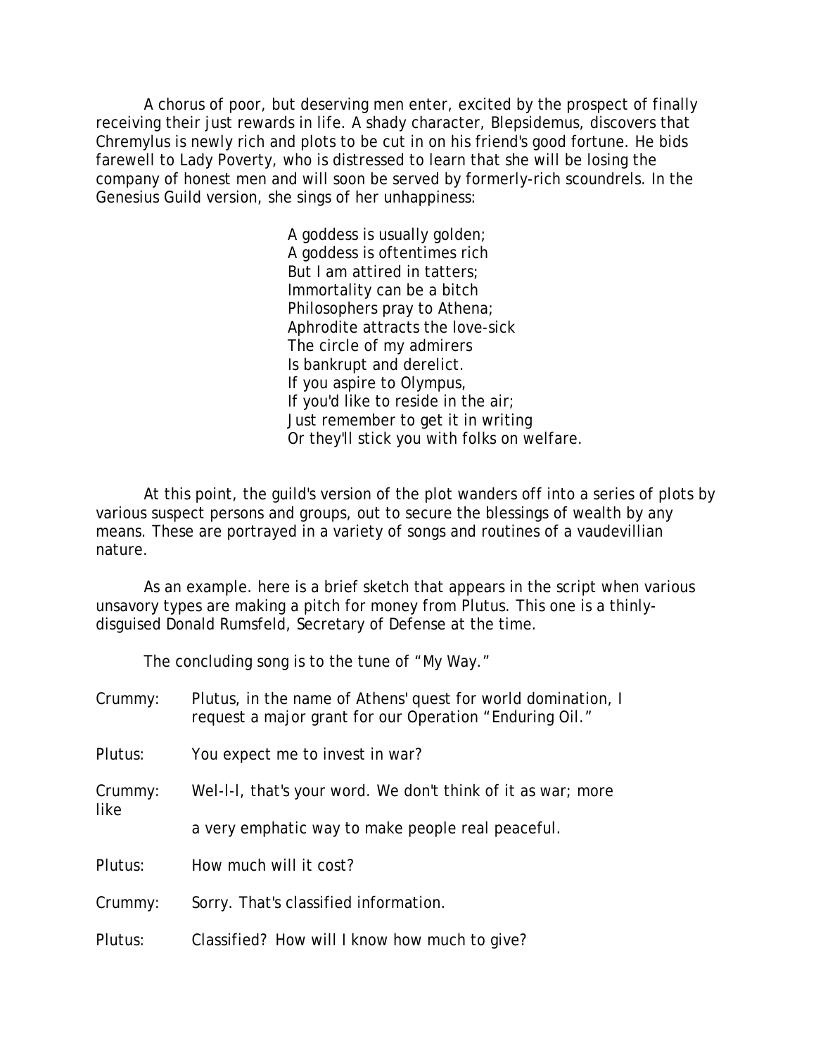A chorus of poor, but deserving men enter, excited by the prospect of finally receiving their just rewards in life. A shady character, Blepsidemus, discovers that Chremylus is newly rich and plots to be cut in on his friend's good fortune. He bids farewell to Lady Poverty, who is distressed to learn that she will be losing the company of honest men and will soon be served by formerly-rich scoundrels. In the Genesius Guild version, she sings of her unhappiness:

> A goddess is usually golden;  
> A goddess is oftentimes rich  
> But I am attired in tatters;  
> Immortality can be a bitch  
> Philosophers pray to Athena;  
> Aphrodite attracts the love-sick  
> The circle of my admirers  
> Is bankrupt and derelict.  
> If you aspire to Olympus,  
> If you'd like to reside in the air;  
> Just remember to get it in writing  
> Or they'll stick you with folks on welfare.

At this point, the guild's version of the plot wanders off into a series of plots by various suspect persons and groups, out to secure the blessings of wealth by any means. These are portrayed in a variety of songs and routines of a vaudevillian nature.

As an example. here is a brief sketch that appears in the script when various unsavory types are making a pitch for money from Plutus. This one is a thinly-disguised Donald Rumsfeld, Secretary of Defense at the time.

The concluding song is to the tune of "My Way."

Crummy: Plutus, in the name of Athens' quest for world domination, I request a major grant for our Operation "Enduring Oil."

Plutus: You expect me to invest in war?

Crummy: Wel-l-l, that's your word. We don't think of it as war; more like a very emphatic way to make people real peaceful.

Plutus: How much will it cost?

Crummy: Sorry. That's classified information.

Plutus: Classified? How will I know how much to give?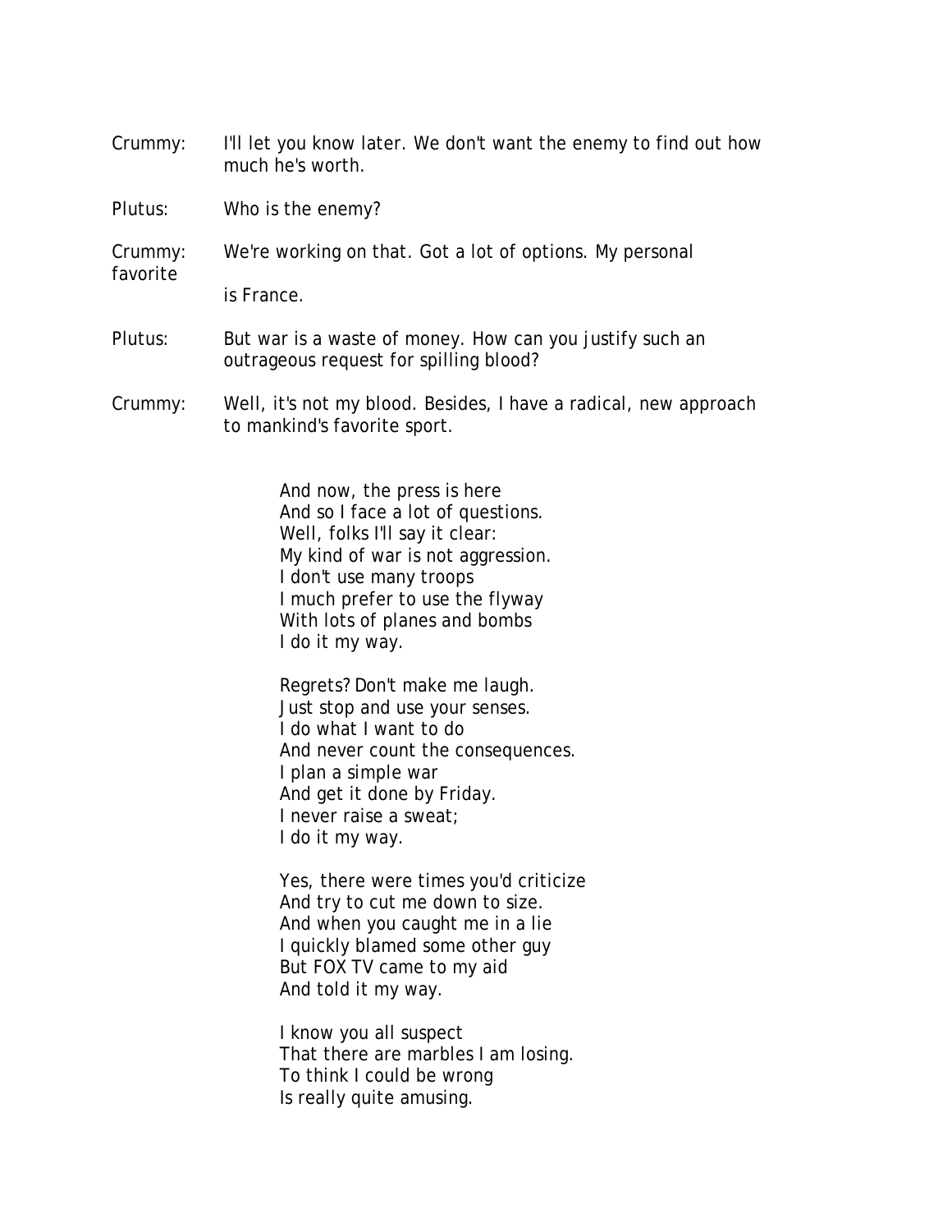Crummy: I'll let you know later. We don't want the enemy to find out how much he's worth.

Plutus: Who is the enemy?

Crummy: We're working on that. Got a lot of options. My personal favorite is France.

Plutus: But war is a waste of money. How can you justify such an outrageous request for spilling blood?

Crummy: Well, it's not my blood. Besides, I have a radical, new approach to mankind's favorite sport.

> And now, the press is here  
> And so I face a lot of questions.  
> Well, folks I'll say it clear:  
> My kind of war is not aggression.  
> I don't use many troops  
> I much prefer to use the flyway  
> With lots of planes and bombs  
> I do it my way.
>
> Regrets? Don't make me laugh.  
> Just stop and use your senses.  
> I do what I want to do  
> And never count the consequences.  
> I plan a simple war  
> And get it done by Friday.  
> I never raise a sweat;  
> I do it my way.
>
> Yes, there were times you'd criticize  
> And try to cut me down to size.  
> And when you caught me in a lie  
> I quickly blamed some other guy  
> But FOX TV came to my aid  
> And told it my way.
>
> I know you all suspect  
> That there are marbles I am losing.  
> To think I could be wrong  
> Is really quite amusing.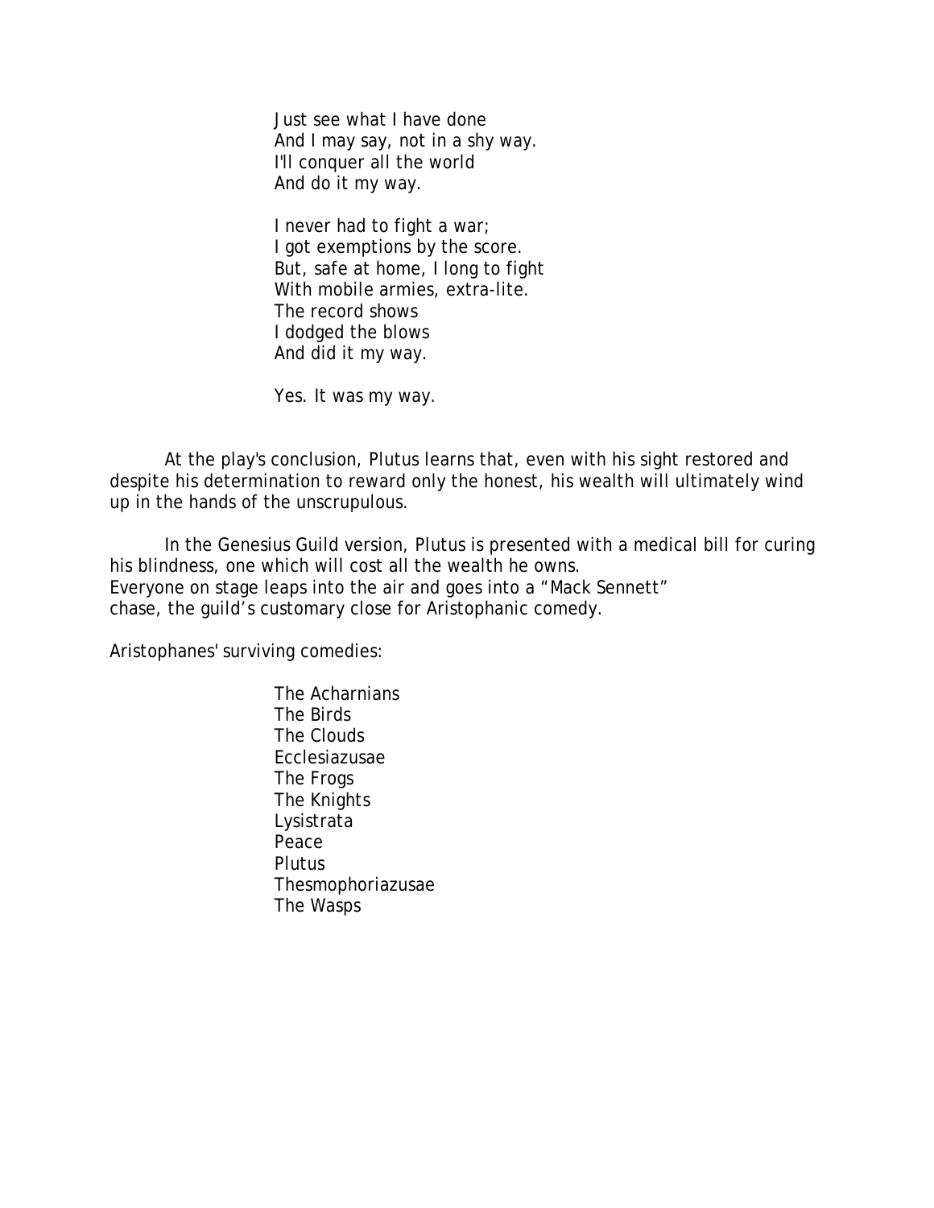Just see what I have done  
And I may say, not in a shy way.  
I'll conquer all the world  
And do it my way.

I never had to fight a war;  
I got exemptions by the score.  
But, safe at home, I long to fight  
With mobile armies, extra-lite.  
The record shows  
I dodged the blows  
And did it my way.

Yes. It was my way.

At the play's conclusion, Plutus learns that, even with his sight restored and despite his determination to reward only the honest, his wealth will ultimately wind up in the hands of the unscrupulous.

In the Genesius Guild version, Plutus is presented with a medical bill for curing his blindness, one which will cost all the wealth he owns. Everyone on stage leaps into the air and goes into a "Mack Sennett" chase, the guild's customary close for Aristophanic comedy.

Aristophanes' surviving comedies:

The Acharnians  
The Birds  
The Clouds  
Ecclesiazusae  
The Frogs  
The Knights  
Lysistrata  
Peace  
Plutus  
Thesmophoriazusae  
The Wasps